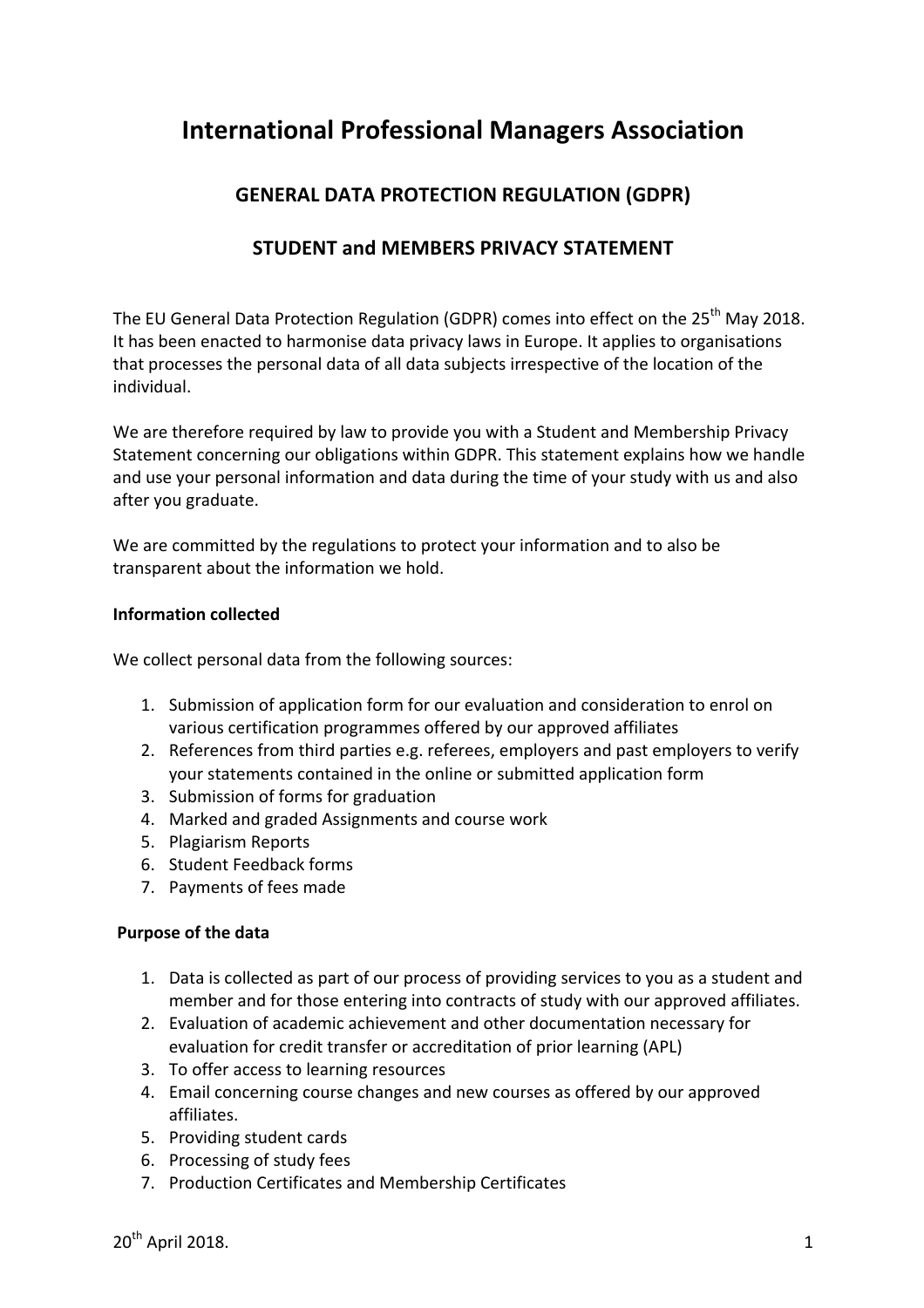# International Professional Managers Association

## GENERAL DATA PROTECTION REGULATION (GDPR)

## STUDENT and MEMBERS PRIVACY STATEMENT

The EU General Data Protection Regulation (GDPR) comes into effect on the 25th May 2018. It has been enacted to harmonise data privacy laws in Europe. It applies to organisations that processes the personal data of all data subjects irrespective of the location of the individual.

We are therefore required by law to provide you with a Student and Membership Privacy Statement concerning our obligations within GDPR. This statement explains how we handle and use your personal information and data during the time of your study with us and also after you graduate.

We are committed by the regulations to protect your information and to also be transparent about the information we hold.

**Information collected**

We collect personal data from the following sources:

1. Submission of application form for our evaluation and consideration to enrol on various certification programmes offered by our approved affiliates
2. References from third parties e.g. referees, employers and past employers to verify your statements contained in the online or submitted application form
3. Submission of forms for graduation
4. Marked and graded Assignments and course work
5. Plagiarism Reports
6. Student Feedback forms
7. Payments of fees made

**Purpose of the data**

1. Data is collected as part of our process of providing services to you as a student and member and for those entering into contracts of study with our approved affiliates.
2. Evaluation of academic achievement and other documentation necessary for evaluation for credit transfer or accreditation of prior learning (APL)
3. To offer access to learning resources
4. Email concerning course changes and new courses as offered by our approved affiliates.
5. Providing student cards
6. Processing of study fees
7. Production Certificates and Membership Certificates

20th April 2018.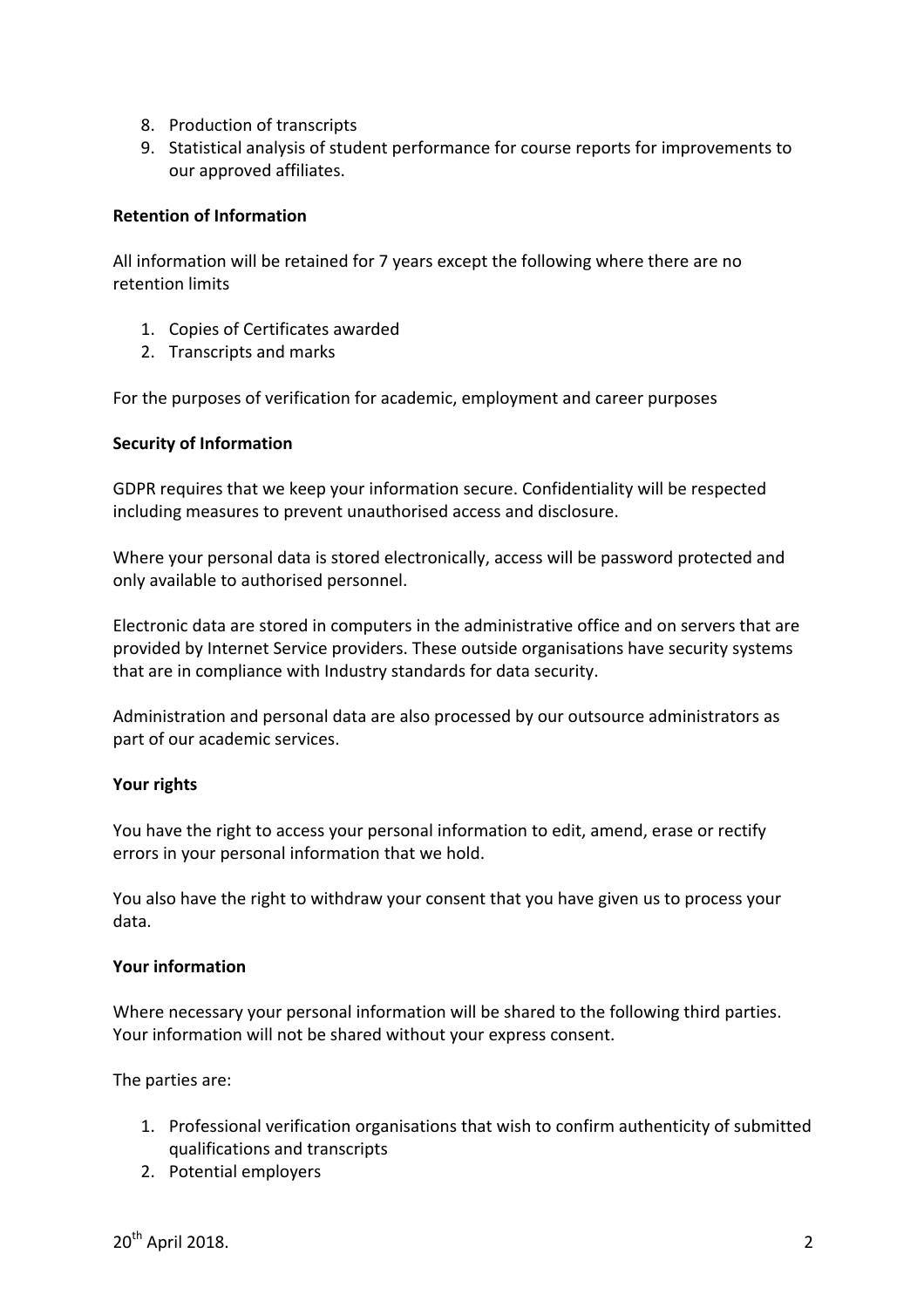8. Production of transcripts
9. Statistical analysis of student performance for course reports for improvements to our approved affiliates.

**Retention of Information**

All information will be retained for 7 years except the following where there are no retention limits

1. Copies of Certificates awarded
2. Transcripts and marks

For the purposes of verification for academic, employment and career purposes

**Security of Information**

GDPR requires that we keep your information secure. Confidentiality will be respected including measures to prevent unauthorised access and disclosure.

Where your personal data is stored electronically, access will be password protected and only available to authorised personnel.

Electronic data are stored in computers in the administrative office and on servers that are provided by Internet Service providers. These outside organisations have security systems that are in compliance with Industry standards for data security.

Administration and personal data are also processed by our outsource administrators as part of our academic services.

**Your rights**

You have the right to access your personal information to edit, amend, erase or rectify errors in your personal information that we hold.

You also have the right to withdraw your consent that you have given us to process your data.

**Your information**

Where necessary your personal information will be shared to the following third parties. Your information will not be shared without your express consent.

The parties are:

1. Professional verification organisations that wish to confirm authenticity of submitted qualifications and transcripts
2. Potential employers

20th April 2018.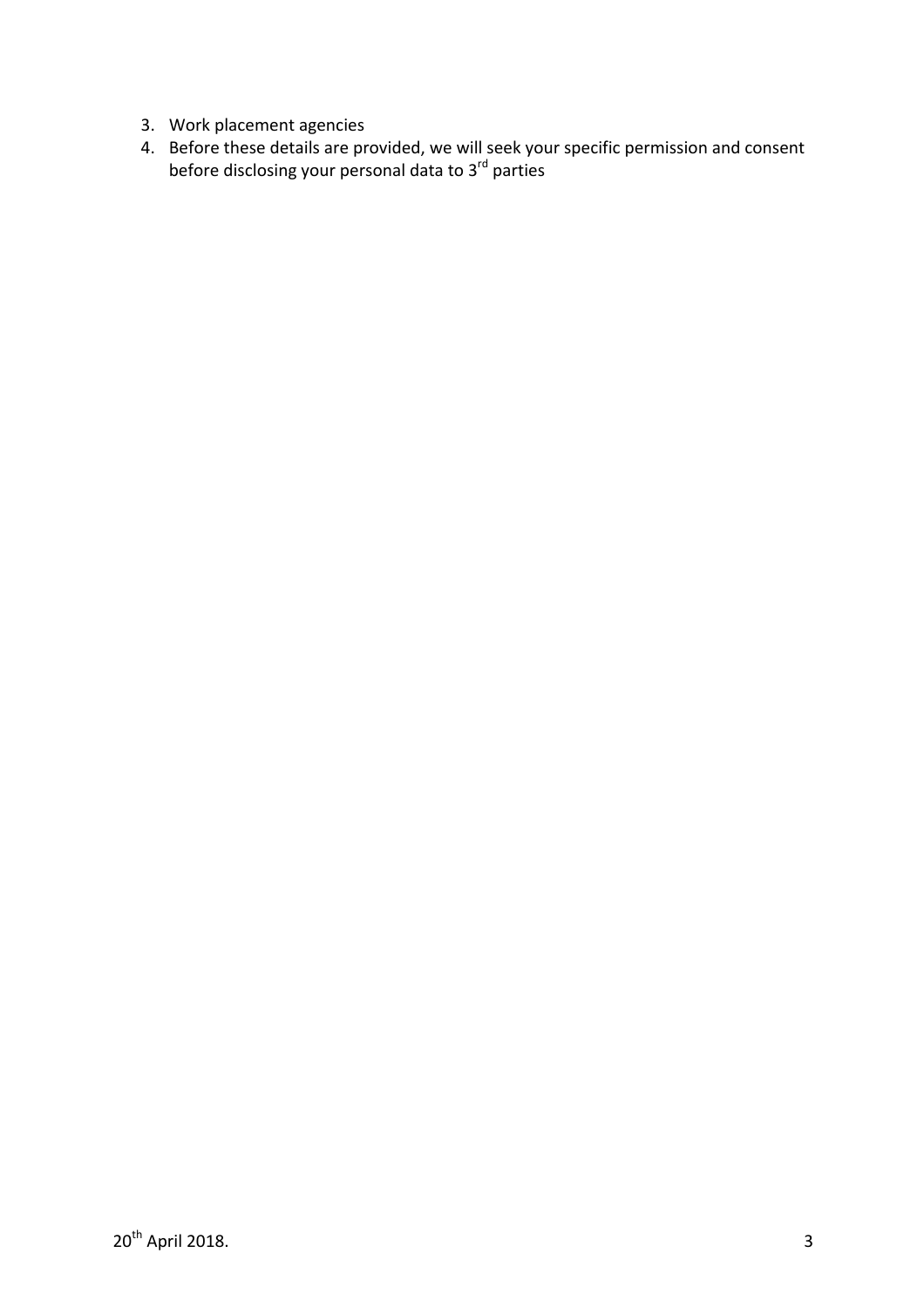3. Work placement agencies
4. Before these details are provided, we will seek your specific permission and consent before disclosing your personal data to 3rd parties

20th April 2018.